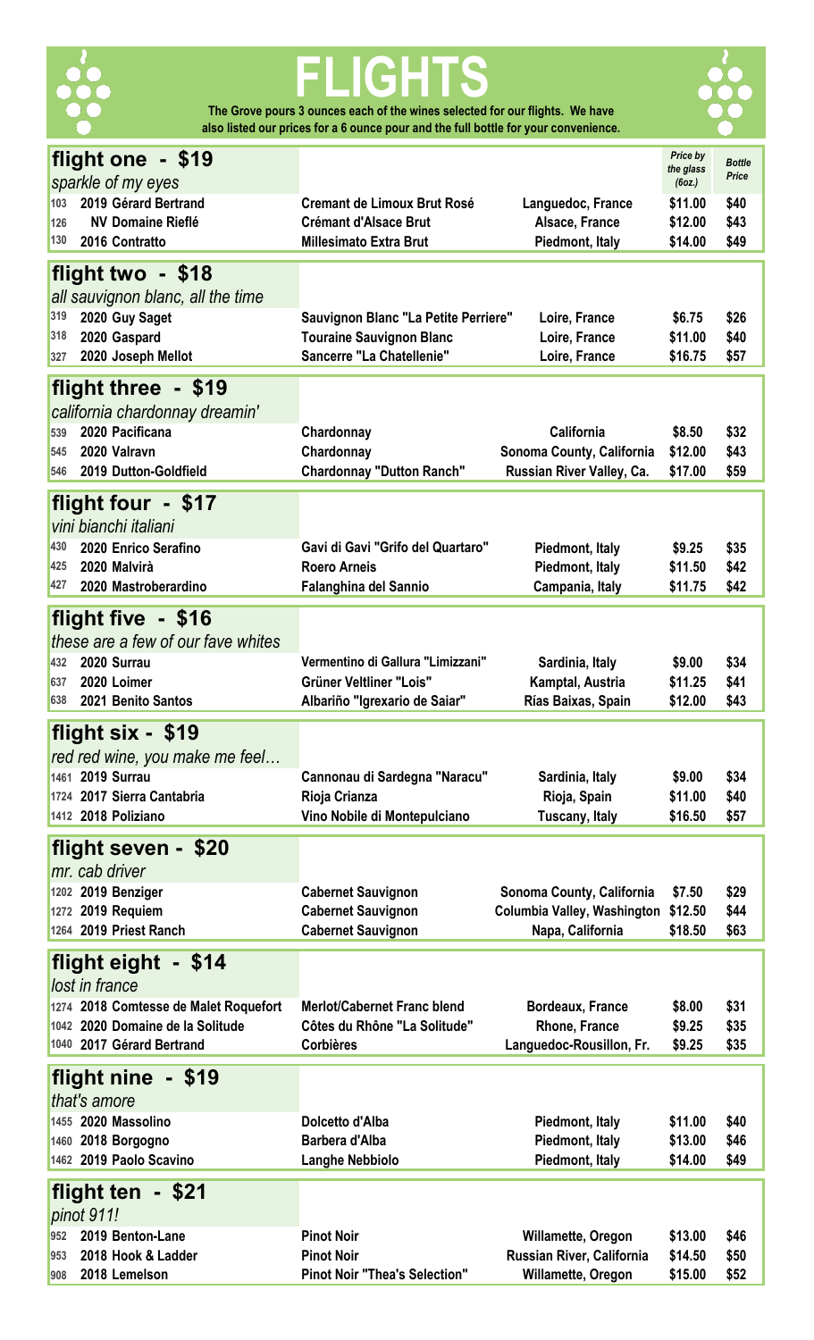# FLIGHTS

**The Grove pours 3 ounces each of the wines selected for our flights. We have also listed our prices for a 6 ounce pour and the full bottle for your convenience.**

| # | Wine | Varietal | Region | Price by the glass (6oz.) | Bottle Price |
|---|---|---|---|---|---|
| | **flight one - $19** | | | | |
| | *sparkle of my eyes* | | | | |
| 103 | **2019 Gérard Bertrand** | **Cremant de Limoux Brut Rosé** | **Languedoc, France** | **$11.00** | **$40** |
| 126 | **NV Domaine Rieflé** | **Crémant d'Alsace Brut** | **Alsace, France** | **$12.00** | **$43** |
| 130 | **2016 Contratto** | **Millesimato Extra Brut** | **Piedmont, Italy** | **$14.00** | **$49** |
| | **flight two - $18** | | | | |
| | *all sauvignon blanc, all the time* | | | | |
| 319 | **2020 Guy Saget** | **Sauvignon Blanc "La Petite Perriere"** | **Loire, France** | **$6.75** | **$26** |
| 318 | **2020 Gaspard** | **Touraine Sauvignon Blanc** | **Loire, France** | **$11.00** | **$40** |
| 327 | **2020 Joseph Mellot** | **Sancerre "La Chatellenie"** | **Loire, France** | **$16.75** | **$57** |
| | **flight three - $19** | | | | |
| | *california chardonnay dreamin'* | | | | |
| 539 | **2020 Pacificana** | **Chardonnay** | **California** | **$8.50** | **$32** |
| 545 | **2020 Valravn** | **Chardonnay** | **Sonoma County, California** | **$12.00** | **$43** |
| 546 | **2019 Dutton-Goldfield** | **Chardonnay "Dutton Ranch"** | **Russian River Valley, Ca.** | **$17.00** | **$59** |
| | **flight four - $17** | | | | |
| | *vini bianchi italiani* | | | | |
| 430 | **2020 Enrico Serafino** | **Gavi di Gavi "Grifo del Quartaro"** | **Piedmont, Italy** | **$9.25** | **$35** |
| 425 | **2020 Malvirà** | **Roero Arneis** | **Piedmont, Italy** | **$11.50** | **$42** |
| 427 | **2020 Mastroberardino** | **Falanghina del Sannio** | **Campania, Italy** | **$11.75** | **$42** |
| | **flight five - $16** | | | | |
| | *these are a few of our fave whites* | | | | |
| 432 | **2020 Surrau** | **Vermentino di Gallura "Limizzani"** | **Sardinia, Italy** | **$9.00** | **$34** |
| 637 | **2020 Loimer** | **Grüner Veltliner "Lois"** | **Kamptal, Austria** | **$11.25** | **$41** |
| 638 | **2021 Benito Santos** | **Albariño "Igrexario de Saiar"** | **Rías Baixas, Spain** | **$12.00** | **$43** |
| | **flight six - $19** | | | | |
| | *red red wine, you make me feel…* | | | | |
| 1461 | **2019 Surrau** | **Cannonau di Sardegna "Naracu"** | **Sardinia, Italy** | **$9.00** | **$34** |
| 1724 | **2017 Sierra Cantabria** | **Rioja Crianza** | **Rioja, Spain** | **$11.00** | **$40** |
| 1412 | **2018 Poliziano** | **Vino Nobile di Montepulciano** | **Tuscany, Italy** | **$16.50** | **$57** |
| | **flight seven - $20** | | | | |
| | *mr. cab driver* | | | | |
| 1202 | **2019 Benziger** | **Cabernet Sauvignon** | **Sonoma County, California** | **$7.50** | **$29** |
| 1272 | **2019 Requiem** | **Cabernet Sauvignon** | **Columbia Valley, Washington** | **$12.50** | **$44** |
| 1264 | **2019 Priest Ranch** | **Cabernet Sauvignon** | **Napa, California** | **$18.50** | **$63** |
| | **flight eight - $14** | | | | |
| | *lost in france* | | | | |
| 1274 | **2018 Comtesse de Malet Roquefort** | **Merlot/Cabernet Franc blend** | **Bordeaux, France** | **$8.00** | **$31** |
| 1042 | **2020 Domaine de la Solitude** | **Côtes du Rhône "La Solitude"** | **Rhone, France** | **$9.25** | **$35** |
| 1040 | **2017 Gérard Bertrand** | **Corbières** | **Languedoc-Rousillon, Fr.** | **$9.25** | **$35** |
| | **flight nine - $19** | | | | |
| | *that's amore* | | | | |
| 1455 | **2020 Massolino** | **Dolcetto d'Alba** | **Piedmont, Italy** | **$11.00** | **$40** |
| 1460 | **2018 Borgogno** | **Barbera d'Alba** | **Piedmont, Italy** | **$13.00** | **$46** |
| 1462 | **2019 Paolo Scavino** | **Langhe Nebbiolo** | **Piedmont, Italy** | **$14.00** | **$49** |
| | **flight ten - $21** | | | | |
| | *pinot 911!* | | | | |
| 952 | **2019 Benton-Lane** | **Pinot Noir** | **Willamette, Oregon** | **$13.00** | **$46** |
| 953 | **2018 Hook & Ladder** | **Pinot Noir** | **Russian River, California** | **$14.50** | **$50** |
| 908 | **2018 Lemelson** | **Pinot Noir "Thea's Selection"** | **Willamette, Oregon** | **$15.00** | **$52** |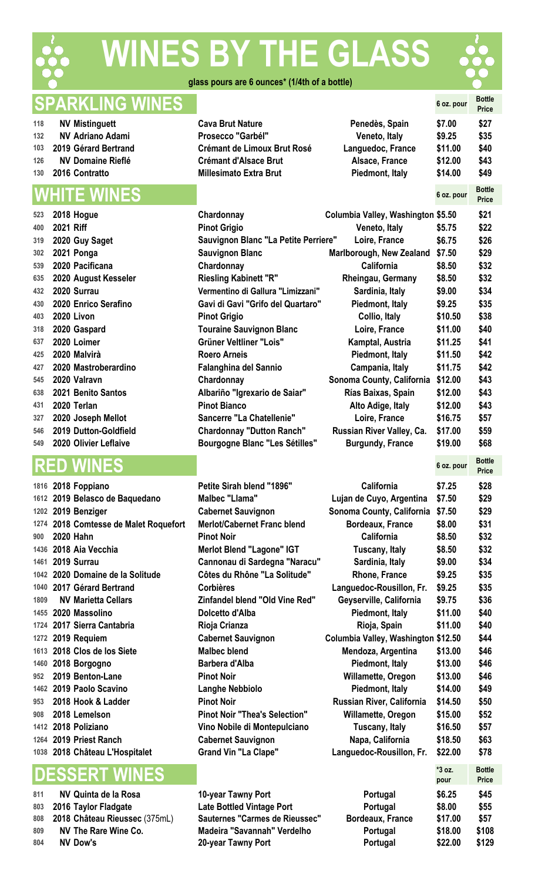# WINES BY THE GLASS

**glass pours are 6 ounces* (1/4th of a bottle)**

## SPARKLING WINES

| # | Wine | Type | Region | 6 oz. pour | Bottle Price |
|---|---|---|---|---|---|
| 118 | NV Mistinguett | Cava Brut Nature | Penedès, Spain | $7.00 | $27 |
| 132 | NV Adriano Adami | Prosecco "Garbél" | Veneto, Italy | $9.25 | $35 |
| 103 | 2019 Gérard Bertrand | Crémant de Limoux Brut Rosé | Languedoc, France | $11.00 | $40 |
| 126 | NV Domaine Rieflé | Crémant d'Alsace Brut | Alsace, France | $12.00 | $43 |
| 130 | 2016 Contratto | Millesimato Extra Brut | Piedmont, Italy | $14.00 | $49 |

## WHITE WINES

| # | Wine | Type | Region | 6 oz. pour | Bottle Price |
|---|---|---|---|---|---|
| 523 | 2018 Hogue | Chardonnay | Columbia Valley, Washington | $5.50 | $21 |
| 400 | 2021 Riff | Pinot Grigio | Veneto, Italy | $5.75 | $22 |
| 319 | 2020 Guy Saget | Sauvignon Blanc "La Petite Perriere" | Loire, France | $6.75 | $26 |
| 302 | 2021 Ponga | Sauvignon Blanc | Marlborough, New Zealand | $7.50 | $29 |
| 539 | 2020 Pacificana | Chardonnay | California | $8.50 | $32 |
| 635 | 2020 August Kesseler | Riesling Kabinett "R" | Rheingau, Germany | $8.50 | $32 |
| 432 | 2020 Surrau | Vermentino di Gallura "Limizzani" | Sardinia, Italy | $9.00 | $34 |
| 430 | 2020 Enrico Serafino | Gavi di Gavi "Grifo del Quartaro" | Piedmont, Italy | $9.25 | $35 |
| 403 | 2020 Livon | Pinot Grigio | Collio, Italy | $10.50 | $38 |
| 318 | 2020 Gaspard | Touraine Sauvignon Blanc | Loire, France | $11.00 | $40 |
| 637 | 2020 Loimer | Grüner Veltliner "Lois" | Kamptal, Austria | $11.25 | $41 |
| 425 | 2020 Malvirà | Roero Arneis | Piedmont, Italy | $11.50 | $42 |
| 427 | 2020 Mastroberardino | Falanghina del Sannio | Campania, Italy | $11.75 | $42 |
| 545 | 2020 Valravn | Chardonnay | Sonoma County, California | $12.00 | $43 |
| 638 | 2021 Benito Santos | Albariño "Igrexario de Saiar" | Rías Baixas, Spain | $12.00 | $43 |
| 431 | 2020 Terlan | Pinot Bianco | Alto Adige, Italy | $12.00 | $43 |
| 327 | 2020 Joseph Mellot | Sancerre "La Chatellenie" | Loire, France | $16.75 | $57 |
| 546 | 2019 Dutton-Goldfield | Chardonnay "Dutton Ranch" | Russian River Valley, Ca. | $17.00 | $59 |
| 549 | 2020 Olivier Leflaive | Bourgogne Blanc "Les Sétilles" | Burgundy, France | $19.00 | $68 |

## RED WINES

| # | Wine | Type | Region | 6 oz. pour | Bottle Price |
|---|---|---|---|---|---|
| 1816 | 2018 Foppiano | Petite Sirah blend "1896" | California | $7.25 | $28 |
| 1612 | 2019 Belasco de Baquedano | Malbec "Llama" | Lujan de Cuyo, Argentina | $7.50 | $29 |
| 1202 | 2019 Benziger | Cabernet Sauvignon | Sonoma County, California | $7.50 | $29 |
| 1274 | 2018 Comtesse de Malet Roquefort | Merlot/Cabernet Franc blend | Bordeaux, France | $8.00 | $31 |
| 900 | 2020 Hahn | Pinot Noir | California | $8.50 | $32 |
| 1436 | 2018 Aia Vecchia | Merlot Blend "Lagone" IGT | Tuscany, Italy | $8.50 | $32 |
| 1461 | 2019 Surrau | Cannonau di Sardegna "Naracu" | Sardinia, Italy | $9.00 | $34 |
| 1042 | 2020 Domaine de la Solitude | Côtes du Rhône "La Solitude" | Rhone, France | $9.25 | $35 |
| 1040 | 2017 Gérard Bertrand | Corbières | Languedoc-Rousillon, Fr. | $9.25 | $35 |
| 1809 | NV Marietta Cellars | Zinfandel blend "Old Vine Red" | Geyserville, California | $9.75 | $36 |
| 1455 | 2020 Massolino | Dolcetto d'Alba | Piedmont, Italy | $11.00 | $40 |
| 1724 | 2017 Sierra Cantabria | Rioja Crianza | Rioja, Spain | $11.00 | $40 |
| 1272 | 2019 Requiem | Cabernet Sauvignon | Columbia Valley, Washington | $12.50 | $44 |
| 1613 | 2018 Clos de los Siete | Malbec blend | Mendoza, Argentina | $13.00 | $46 |
| 1460 | 2018 Borgogno | Barbera d'Alba | Piedmont, Italy | $13.00 | $46 |
| 952 | 2019 Benton-Lane | Pinot Noir | Willamette, Oregon | $13.00 | $46 |
| 1462 | 2019 Paolo Scavino | Langhe Nebbiolo | Piedmont, Italy | $14.00 | $49 |
| 953 | 2018 Hook & Ladder | Pinot Noir | Russian River, California | $14.50 | $50 |
| 908 | 2018 Lemelson | Pinot Noir "Thea's Selection" | Willamette, Oregon | $15.00 | $52 |
| 1412 | 2018 Poliziano | Vino Nobile di Montepulciano | Tuscany, Italy | $16.50 | $57 |
| 1264 | 2019 Priest Ranch | Cabernet Sauvignon | Napa, California | $18.50 | $63 |
| 1038 | 2018 Château L'Hospitalet | Grand Vin "La Clape" | Languedoc-Rousillon, Fr. | $22.00 | $78 |

## DESSERT WINES

| # | Wine | Type | Region | *3 oz. pour | Bottle Price |
|---|---|---|---|---|---|
| 811 | NV Quinta de la Rosa | 10-year Tawny Port | Portugal | $6.25 | $45 |
| 803 | 2016 Taylor Fladgate | Late Bottled Vintage Port | Portugal | $8.00 | $55 |
| 808 | 2018 Château Rieussec (375mL) | Sauternes "Carmes de Rieussec" | Bordeaux, France | $17.00 | $57 |
| 809 | NV The Rare Wine Co. | Madeira "Savannah" Verdelho | Portugal | $18.00 | $108 |
| 804 | NV Dow's | 20-year Tawny Port | Portugal | $22.00 | $129 |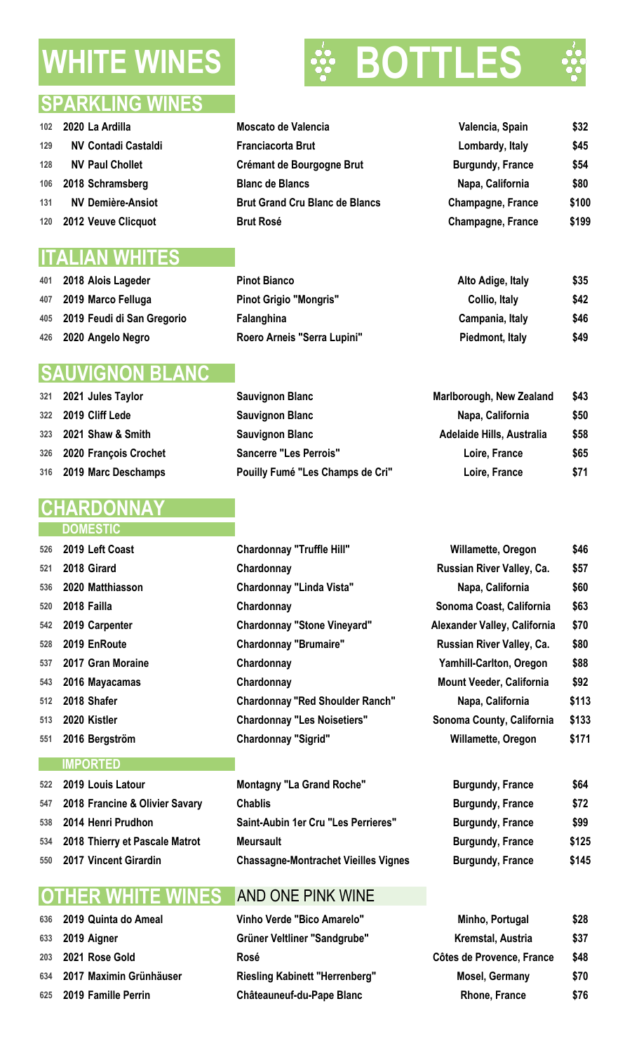# WHITE WINES — BOTTLES

## SPARKLING WINES

| No. | Producer | Wine | Region | Price |
|---|---|---|---|---|
| 102 | 2020 La Ardilla | Moscato de Valencia | Valencia, Spain | $32 |
| 129 | NV Contadi Castaldi | Franciacorta Brut | Lombardy, Italy | $45 |
| 128 | NV Paul Chollet | Crémant de Bourgogne Brut | Burgundy, France | $54 |
| 106 | 2018 Schramsberg | Blanc de Blancs | Napa, California | $80 |
| 131 | NV Demière-Ansiot | Brut Grand Cru Blanc de Blancs | Champagne, France | $100 |
| 120 | 2012 Veuve Clicquot | Brut Rosé | Champagne, France | $199 |

## ITALIAN WHITES

| No. | Producer | Wine | Region | Price |
|---|---|---|---|---|
| 401 | 2018 Alois Lageder | Pinot Bianco | Alto Adige, Italy | $35 |
| 407 | 2019 Marco Felluga | Pinot Grigio "Mongris" | Collio, Italy | $42 |
| 405 | 2019 Feudi di San Gregorio | Falanghina | Campania, Italy | $46 |
| 426 | 2020 Angelo Negro | Roero Arneis "Serra Lupini" | Piedmont, Italy | $49 |

## SAUVIGNON BLANC

| No. | Producer | Wine | Region | Price |
|---|---|---|---|---|
| 321 | 2021 Jules Taylor | Sauvignon Blanc | Marlborough, New Zealand | $43 |
| 322 | 2019 Cliff Lede | Sauvignon Blanc | Napa, California | $50 |
| 323 | 2021 Shaw & Smith | Sauvignon Blanc | Adelaide Hills, Australia | $58 |
| 326 | 2020 François Crochet | Sancerre "Les Perrois" | Loire, France | $65 |
| 316 | 2019 Marc Deschamps | Pouilly Fumé "Les Champs de Cri" | Loire, France | $71 |

## CHARDONNAY

### DOMESTIC

| No. | Producer | Wine | Region | Price |
|---|---|---|---|---|
| 526 | 2019 Left Coast | Chardonnay "Truffle Hill" | Willamette, Oregon | $46 |
| 521 | 2018 Girard | Chardonnay | Russian River Valley, Ca. | $57 |
| 536 | 2020 Matthiasson | Chardonnay "Linda Vista" | Napa, California | $60 |
| 520 | 2018 Failla | Chardonnay | Sonoma Coast, California | $63 |
| 542 | 2019 Carpenter | Chardonnay "Stone Vineyard" | Alexander Valley, California | $70 |
| 528 | 2019 EnRoute | Chardonnay "Brumaire" | Russian River Valley, Ca. | $80 |
| 537 | 2017 Gran Moraine | Chardonnay | Yamhill-Carlton, Oregon | $88 |
| 543 | 2016 Mayacamas | Chardonnay | Mount Veeder, California | $92 |
| 512 | 2018 Shafer | Chardonnay "Red Shoulder Ranch" | Napa, California | $113 |
| 513 | 2020 Kistler | Chardonnay "Les Noisetiers" | Sonoma County, California | $133 |
| 551 | 2016 Bergström | Chardonnay "Sigrid" | Willamette, Oregon | $171 |

### IMPORTED

| No. | Producer | Wine | Region | Price |
|---|---|---|---|---|
| 522 | 2019 Louis Latour | Montagny "La Grand Roche" | Burgundy, France | $64 |
| 547 | 2018 Francine & Olivier Savary | Chablis | Burgundy, France | $72 |
| 538 | 2014 Henri Prudhon | Saint-Aubin 1er Cru "Les Perrieres" | Burgundy, France | $99 |
| 534 | 2018 Thierry et Pascale Matrot | Meursault | Burgundy, France | $125 |
| 550 | 2017 Vincent Girardin | Chassagne-Montrachet Vieilles Vignes | Burgundy, France | $145 |

## OTHER WHITE WINES AND ONE PINK WINE

| No. | Producer | Wine | Region | Price |
|---|---|---|---|---|
| 636 | 2019 Quinta do Ameal | Vinho Verde "Bico Amarelo" | Minho, Portugal | $28 |
| 633 | 2019 Aigner | Grüner Veltliner "Sandgrube" | Kremstal, Austria | $37 |
| 203 | 2021 Rose Gold | Rosé | Côtes de Provence, France | $48 |
| 634 | 2017 Maximin Grünhäuser | Riesling Kabinett "Herrenberg" | Mosel, Germany | $70 |
| 625 | 2019 Famille Perrin | Châteauneuf-du-Pape Blanc | Rhone, France | $76 |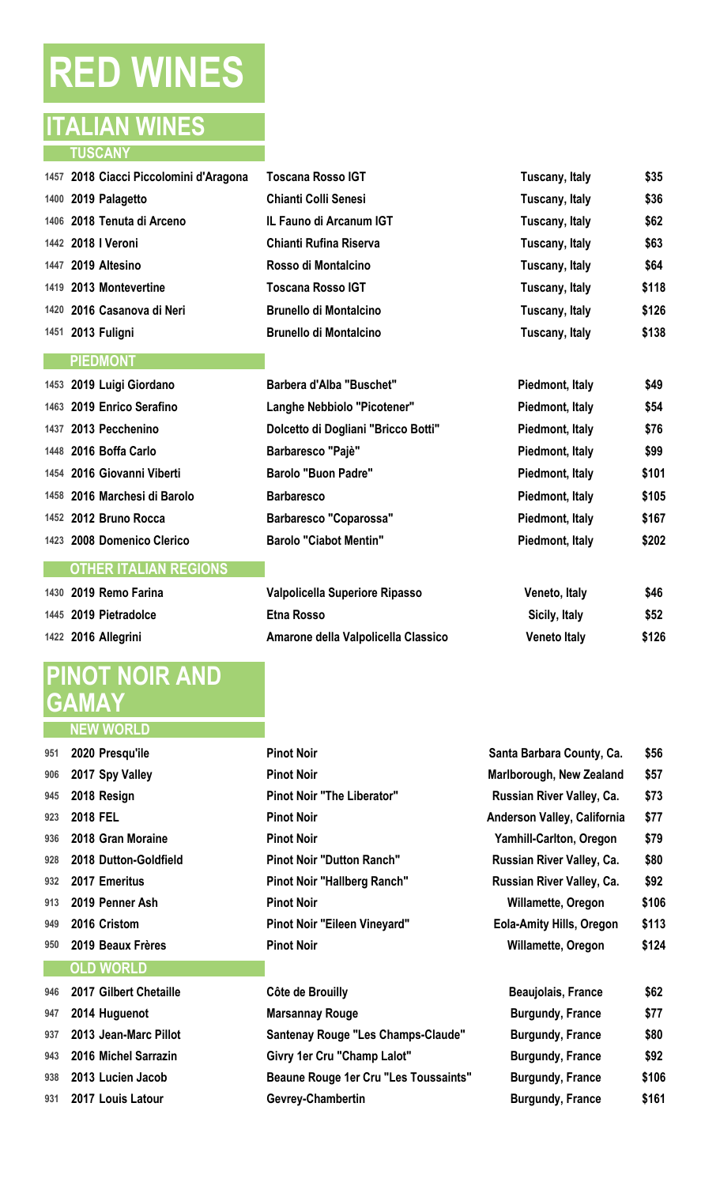# RED WINES

## ITALIAN WINES

### TUSCANY

| | | | | |
|---|---|---|---|---|
| 1457 | 2018 Ciacci Piccolomini d'Aragona | Toscana Rosso IGT | Tuscany, Italy | $35 |
| 1400 | 2019 Palagetto | Chianti Colli Senesi | Tuscany, Italy | $36 |
| 1406 | 2018 Tenuta di Arceno | IL Fauno di Arcanum IGT | Tuscany, Italy | $62 |
| 1442 | 2018 I Veroni | Chianti Rufina Riserva | Tuscany, Italy | $63 |
| 1447 | 2019 Altesino | Rosso di Montalcino | Tuscany, Italy | $64 |
| 1419 | 2013 Montevertine | Toscana Rosso IGT | Tuscany, Italy | $118 |
| 1420 | 2016 Casanova di Neri | Brunello di Montalcino | Tuscany, Italy | $126 |
| 1451 | 2013 Fuligni | Brunello di Montalcino | Tuscany, Italy | $138 |

### PIEDMONT

| | | | | |
|---|---|---|---|---|
| 1453 | 2019 Luigi Giordano | Barbera d'Alba "Buschet" | Piedmont, Italy | $49 |
| 1463 | 2019 Enrico Serafino | Langhe Nebbiolo "Picotener" | Piedmont, Italy | $54 |
| 1437 | 2013 Pecchenino | Dolcetto di Dogliani "Bricco Botti" | Piedmont, Italy | $76 |
| 1448 | 2016 Boffa Carlo | Barbaresco "Pajè" | Piedmont, Italy | $99 |
| 1454 | 2016 Giovanni Viberti | Barolo "Buon Padre" | Piedmont, Italy | $101 |
| 1458 | 2016 Marchesi di Barolo | Barbaresco | Piedmont, Italy | $105 |
| 1452 | 2012 Bruno Rocca | Barbaresco "Coparossa" | Piedmont, Italy | $167 |
| 1423 | 2008 Domenico Clerico | Barolo "Ciabot Mentin" | Piedmont, Italy | $202 |

### OTHER ITALIAN REGIONS

| | | | | |
|---|---|---|---|---|
| 1430 | 2019 Remo Farina | Valpolicella Superiore Ripasso | Veneto, Italy | $46 |
| 1445 | 2019 Pietradolce | Etna Rosso | Sicily, Italy | $52 |
| 1422 | 2016 Allegrini | Amarone della Valpolicella Classico | Veneto Italy | $126 |

## PINOT NOIR AND GAMAY

### NEW WORLD

| | | | | |
|---|---|---|---|---|
| 951 | 2020 Presqu'ile | Pinot Noir | Santa Barbara County, Ca. | $56 |
| 906 | 2017 Spy Valley | Pinot Noir | Marlborough, New Zealand | $57 |
| 945 | 2018 Resign | Pinot Noir "The Liberator" | Russian River Valley, Ca. | $73 |
| 923 | 2018 FEL | Pinot Noir | Anderson Valley, California | $77 |
| 936 | 2018 Gran Moraine | Pinot Noir | Yamhill-Carlton, Oregon | $79 |
| 928 | 2018 Dutton-Goldfield | Pinot Noir "Dutton Ranch" | Russian River Valley, Ca. | $80 |
| 932 | 2017 Emeritus | Pinot Noir "Hallberg Ranch" | Russian River Valley, Ca. | $92 |
| 913 | 2019 Penner Ash | Pinot Noir | Willamette, Oregon | $106 |
| 949 | 2016 Cristom | Pinot Noir "Eileen Vineyard" | Eola-Amity Hills, Oregon | $113 |
| 950 | 2019 Beaux Frères | Pinot Noir | Willamette, Oregon | $124 |

### OLD WORLD

| | | | | |
|---|---|---|---|---|
| 946 | 2017 Gilbert Chetaille | Côte de Brouilly | Beaujolais, France | $62 |
| 947 | 2014 Huguenot | Marsannay Rouge | Burgundy, France | $77 |
| 937 | 2013 Jean-Marc Pillot | Santenay Rouge "Les Champs-Claude" | Burgundy, France | $80 |
| 943 | 2016 Michel Sarrazin | Givry 1er Cru "Champ Lalot" | Burgundy, France | $92 |
| 938 | 2013 Lucien Jacob | Beaune Rouge 1er Cru "Les Toussaints" | Burgundy, France | $106 |
| 931 | 2017 Louis Latour | Gevrey-Chambertin | Burgundy, France | $161 |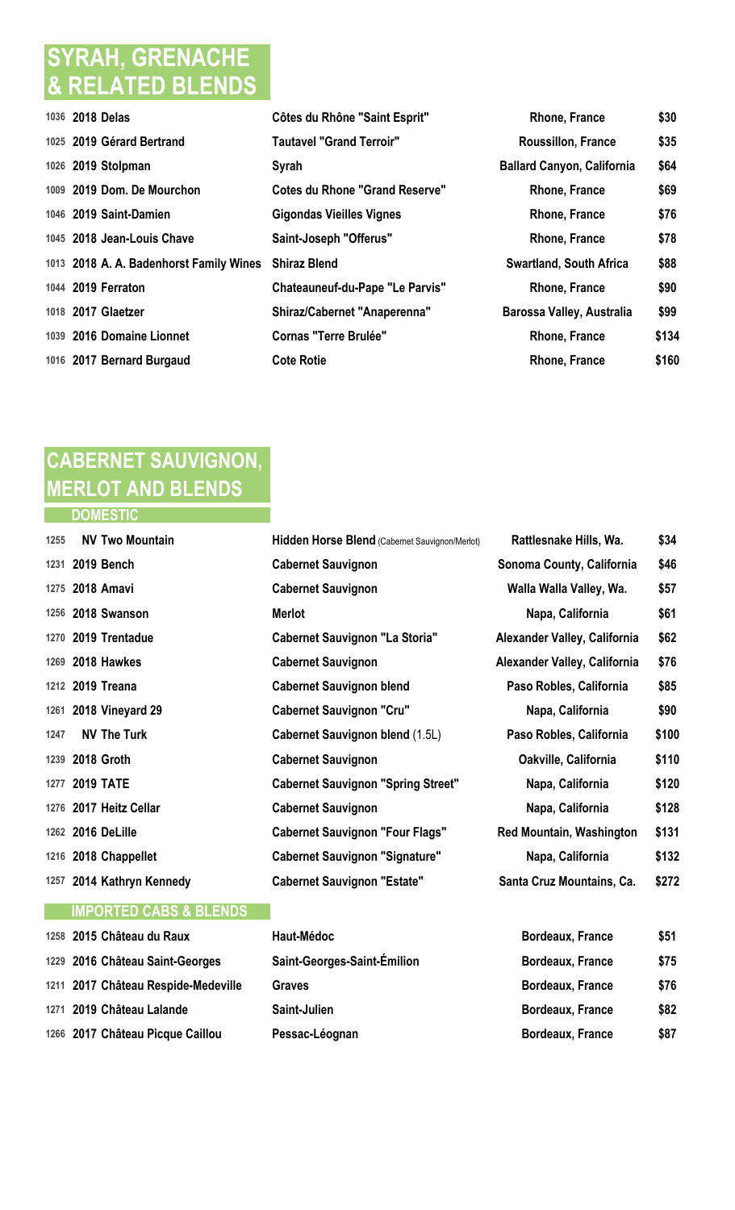# SYRAH, GRENACHE & RELATED BLENDS

| Bin | Wine | Type | Region | Price |
|---|---|---|---|---|
| 1036 | **2018 Delas** | **Côtes du Rhône "Saint Esprit"** | **Rhone, France** | **$30** |
| 1025 | **2019 Gérard Bertrand** | **Tautavel "Grand Terroir"** | **Roussillon, France** | **$35** |
| 1026 | **2019 Stolpman** | **Syrah** | **Ballard Canyon, California** | **$64** |
| 1009 | **2019 Dom. De Mourchon** | **Cotes du Rhone "Grand Reserve"** | **Rhone, France** | **$69** |
| 1046 | **2019 Saint-Damien** | **Gigondas Vieilles Vignes** | **Rhone, France** | **$76** |
| 1045 | **2018 Jean-Louis Chave** | **Saint-Joseph "Offerus"** | **Rhone, France** | **$78** |
| 1013 | **2018 A. A. Badenhorst Family Wines** | **Shiraz Blend** | **Swartland, South Africa** | **$88** |
| 1044 | **2019 Ferraton** | **Chateauneuf-du-Pape "Le Parvis"** | **Rhone, France** | **$90** |
| 1018 | **2017 Glaetzer** | **Shiraz/Cabernet "Anaperenna"** | **Barossa Valley, Australia** | **$99** |
| 1039 | **2016 Domaine Lionnet** | **Cornas "Terre Brulée"** | **Rhone, France** | **$134** |
| 1016 | **2017 Bernard Burgaud** | **Cote Rotie** | **Rhone, France** | **$160** |

# CABERNET SAUVIGNON, MERLOT AND BLENDS

## DOMESTIC

| Bin | Wine | Type | Region | Price |
|---|---|---|---|---|
| 1255 | **NV Two Mountain** | **Hidden Horse Blend** (Cabernet Sauvignon/Merlot) | **Rattlesnake Hills, Wa.** | **$34** |
| 1231 | **2019 Bench** | **Cabernet Sauvignon** | **Sonoma County, California** | **$46** |
| 1275 | **2018 Amavi** | **Cabernet Sauvignon** | **Walla Walla Valley, Wa.** | **$57** |
| 1256 | **2018 Swanson** | **Merlot** | **Napa, California** | **$61** |
| 1270 | **2019 Trentadue** | **Cabernet Sauvignon "La Storia"** | **Alexander Valley, California** | **$62** |
| 1269 | **2018 Hawkes** | **Cabernet Sauvignon** | **Alexander Valley, California** | **$76** |
| 1212 | **2019 Treana** | **Cabernet Sauvignon blend** | **Paso Robles, California** | **$85** |
| 1261 | **2018 Vineyard 29** | **Cabernet Sauvignon "Cru"** | **Napa, California** | **$90** |
| 1247 | **NV The Turk** | **Cabernet Sauvignon blend** (1.5L) | **Paso Robles, California** | **$100** |
| 1239 | **2018 Groth** | **Cabernet Sauvignon** | **Oakville, California** | **$110** |
| 1277 | **2019 TATE** | **Cabernet Sauvignon "Spring Street"** | **Napa, California** | **$120** |
| 1276 | **2017 Heitz Cellar** | **Cabernet Sauvignon** | **Napa, California** | **$128** |
| 1262 | **2016 DeLille** | **Cabernet Sauvignon "Four Flags"** | **Red Mountain, Washington** | **$131** |
| 1216 | **2018 Chappellet** | **Cabernet Sauvignon "Signature"** | **Napa, California** | **$132** |
| 1257 | **2014 Kathryn Kennedy** | **Cabernet Sauvignon "Estate"** | **Santa Cruz Mountains, Ca.** | **$272** |

## IMPORTED CABS & BLENDS

| Bin | Wine | Type | Region | Price |
|---|---|---|---|---|
| 1258 | **2015 Château du Raux** | **Haut-Médoc** | **Bordeaux, France** | **$51** |
| 1229 | **2016 Château Saint-Georges** | **Saint-Georges-Saint-Émilion** | **Bordeaux, France** | **$75** |
| 1211 | **2017 Château Respide-Medeville** | **Graves** | **Bordeaux, France** | **$76** |
| 1271 | **2019 Château Lalande** | **Saint-Julien** | **Bordeaux, France** | **$82** |
| 1266 | **2017 Château Picque Caillou** | **Pessac-Léognan** | **Bordeaux, France** | **$87** |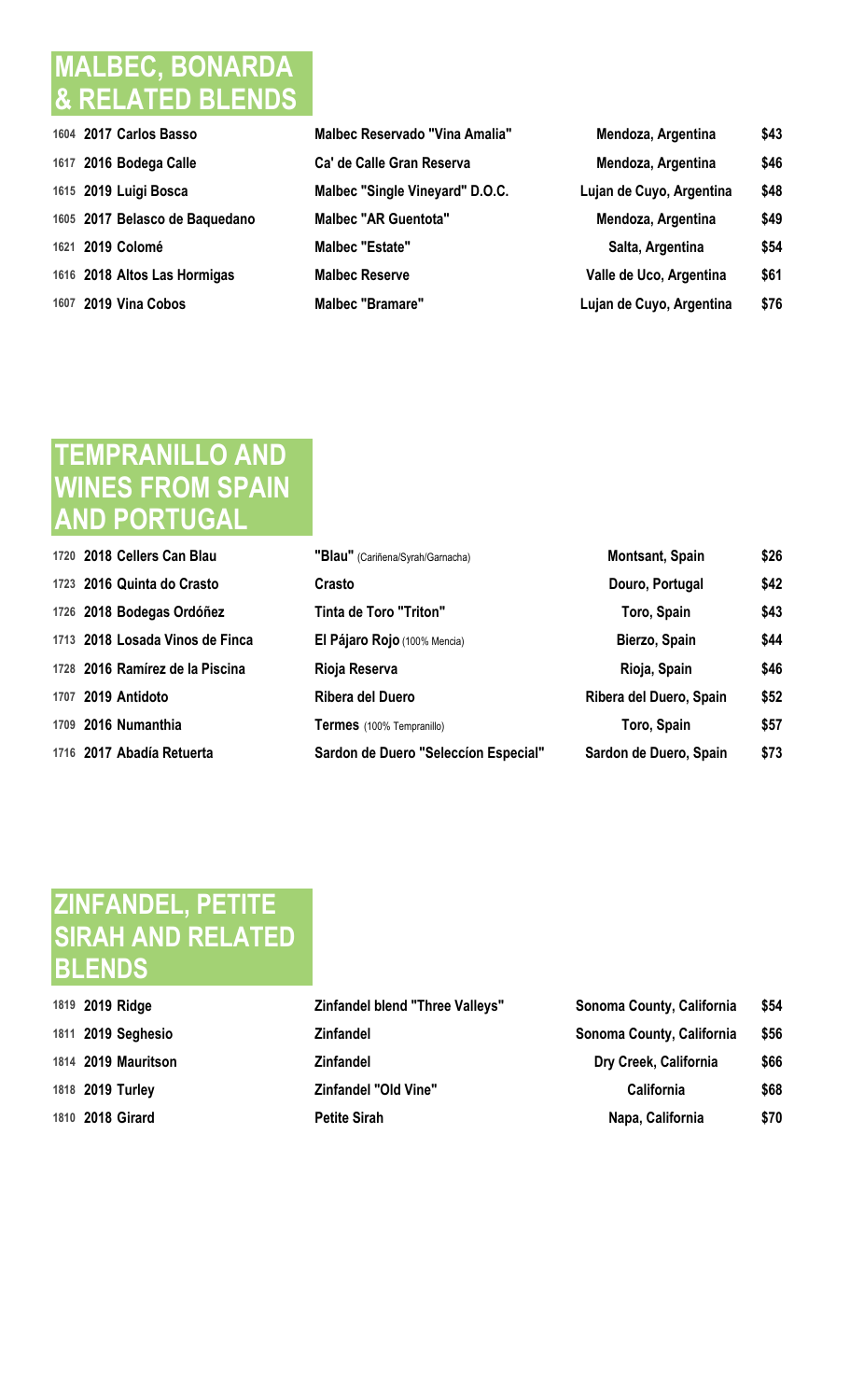## MALBEC, BONARDA & RELATED BLENDS

| | | | | |
|---|---|---|---|---|
| 1604 | 2017 Carlos Basso | Malbec Reservado "Vina Amalia" | Mendoza, Argentina | $43 |
| 1617 | 2016 Bodega Calle | Ca' de Calle Gran Reserva | Mendoza, Argentina | $46 |
| 1615 | 2019 Luigi Bosca | Malbec "Single Vineyard" D.O.C. | Lujan de Cuyo, Argentina | $48 |
| 1605 | 2017 Belasco de Baquedano | Malbec "AR Guentota" | Mendoza, Argentina | $49 |
| 1621 | 2019 Colomé | Malbec "Estate" | Salta, Argentina | $54 |
| 1616 | 2018 Altos Las Hormigas | Malbec Reserve | Valle de Uco, Argentina | $61 |
| 1607 | 2019 Vina Cobos | Malbec "Bramare" | Lujan de Cuyo, Argentina | $76 |

## TEMPRANILLO AND WINES FROM SPAIN AND PORTUGAL

| | | | | |
|---|---|---|---|---|
| 1720 | 2018 Cellers Can Blau | "Blau" (Cariñena/Syrah/Garnacha) | Montsant, Spain | $26 |
| 1723 | 2016 Quinta do Crasto | Crasto | Douro, Portugal | $42 |
| 1726 | 2018 Bodegas Ordóñez | Tinta de Toro "Triton" | Toro, Spain | $43 |
| 1713 | 2018 Losada Vinos de Finca | El Pájaro Rojo (100% Mencia) | Bierzo, Spain | $44 |
| 1728 | 2016 Ramírez de la Piscina | Rioja Reserva | Rioja, Spain | $46 |
| 1707 | 2019 Antidoto | Ribera del Duero | Ribera del Duero, Spain | $52 |
| 1709 | 2016 Numanthia | Termes (100% Tempranillo) | Toro, Spain | $57 |
| 1716 | 2017 Abadía Retuerta | Sardon de Duero "Seleccíon Especial" | Sardon de Duero, Spain | $73 |

## ZINFANDEL, PETITE SIRAH AND RELATED BLENDS

| | | | | |
|---|---|---|---|---|
| 1819 | 2019 Ridge | Zinfandel blend "Three Valleys" | Sonoma County, California | $54 |
| 1811 | 2019 Seghesio | Zinfandel | Sonoma County, California | $56 |
| 1814 | 2019 Mauritson | Zinfandel | Dry Creek, California | $66 |
| 1818 | 2019 Turley | Zinfandel "Old Vine" | California | $68 |
| 1810 | 2018 Girard | Petite Sirah | Napa, California | $70 |